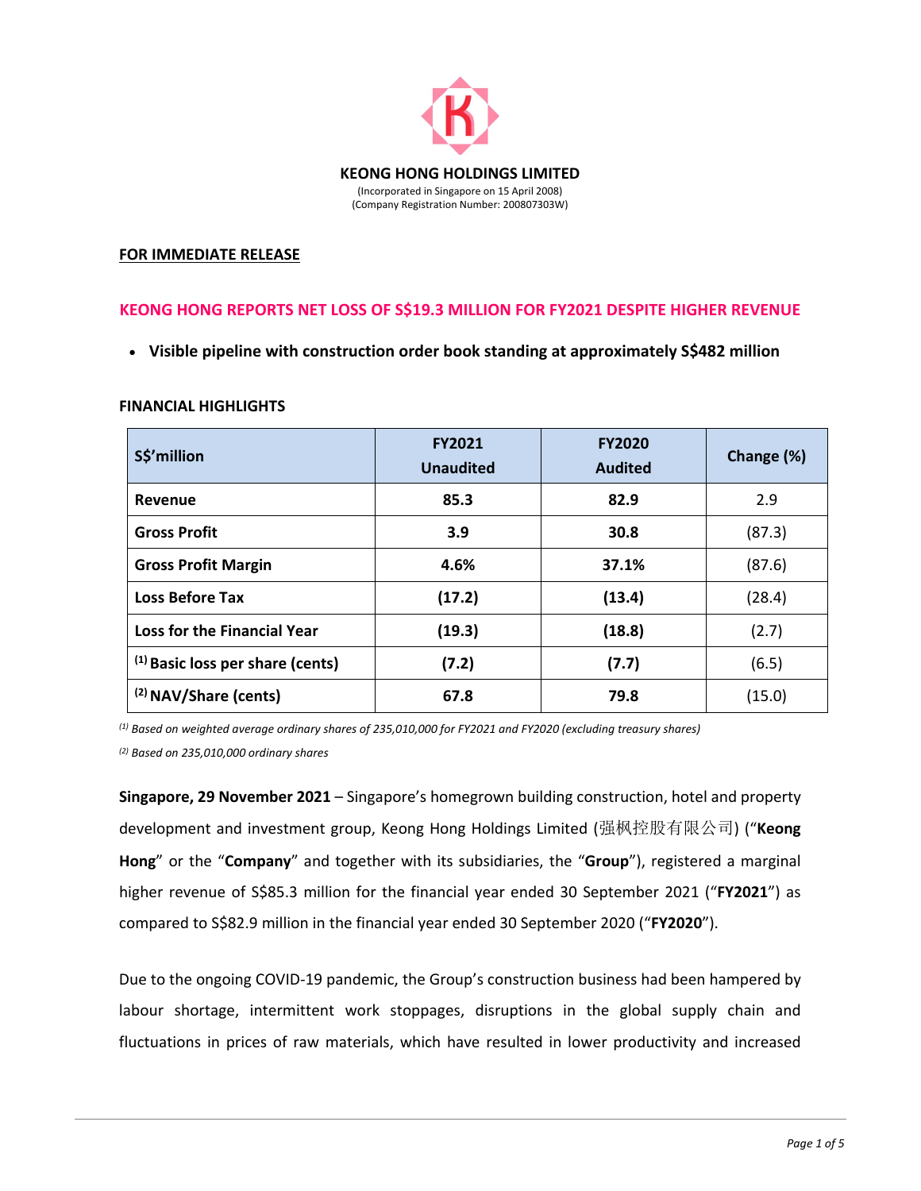**KEONG HONG HOLDINGS LIMITED**

(Incorporated in Singapore on 15 April 2008)
(Company Registration Number: 200807303W)

**FOR IMMEDIATE RELEASE**

# KEONG HONG REPORTS NET LOSS OF S$19.3 MILLION FOR FY2021 DESPITE HIGHER REVENUE

- **Visible pipeline with construction order book standing at approximately S$482 million**

**FINANCIAL HIGHLIGHTS**

| S$'million | FY2021 Unaudited | FY2020 Audited | Change (%) |
|---|---|---|---|
| **Revenue** | **85.3** | **82.9** | 2.9 |
| **Gross Profit** | **3.9** | **30.8** | (87.3) |
| **Gross Profit Margin** | **4.6%** | **37.1%** | (87.6) |
| **Loss Before Tax** | **(17.2)** | **(13.4)** | (28.4) |
| **Loss for the Financial Year** | **(19.3)** | **(18.8)** | (2.7) |
| (1) **Basic loss per share (cents)** | **(7.2)** | **(7.7)** | (6.5) |
| (2) **NAV/Share (cents)** | **67.8** | **79.8** | (15.0) |

*(1) Based on weighted average ordinary shares of 235,010,000 for FY2021 and FY2020 (excluding treasury shares)*

*(2) Based on 235,010,000 ordinary shares*

**Singapore, 29 November 2021** – Singapore's homegrown building construction, hotel and property development and investment group, Keong Hong Holdings Limited (强枫控股有限公司) ("**Keong Hong**" or the "**Company**" and together with its subsidiaries, the "**Group**"), registered a marginal higher revenue of S$85.3 million for the financial year ended 30 September 2021 ("**FY2021**") as compared to S$82.9 million in the financial year ended 30 September 2020 ("**FY2020**").

Due to the ongoing COVID-19 pandemic, the Group's construction business had been hampered by labour shortage, intermittent work stoppages, disruptions in the global supply chain and fluctuations in prices of raw materials, which have resulted in lower productivity and increased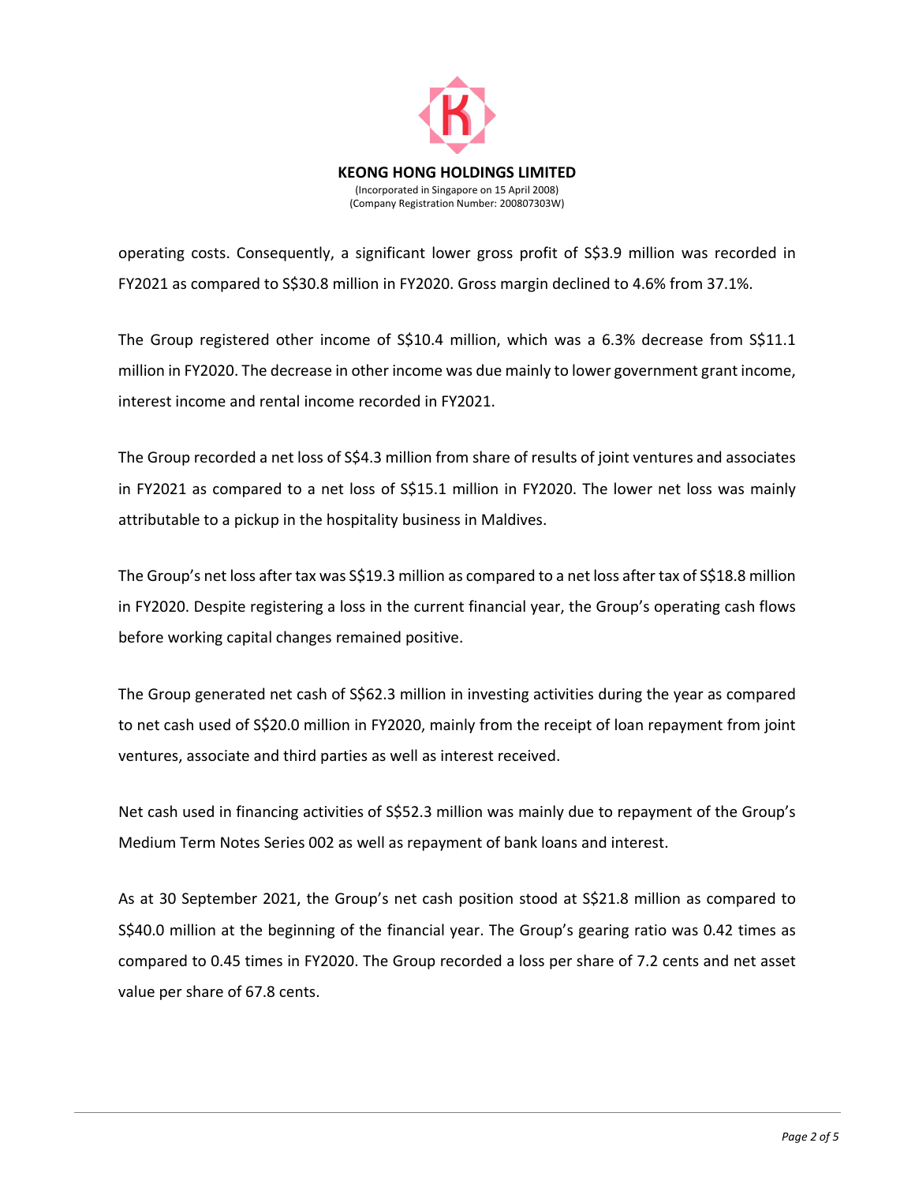operating costs. Consequently, a significant lower gross profit of S$3.9 million was recorded in FY2021 as compared to S$30.8 million in FY2020. Gross margin declined to 4.6% from 37.1%.

The Group registered other income of S$10.4 million, which was a 6.3% decrease from S$11.1 million in FY2020. The decrease in other income was due mainly to lower government grant income, interest income and rental income recorded in FY2021.

The Group recorded a net loss of S$4.3 million from share of results of joint ventures and associates in FY2021 as compared to a net loss of S$15.1 million in FY2020. The lower net loss was mainly attributable to a pickup in the hospitality business in Maldives.

The Group's net loss after tax was S$19.3 million as compared to a net loss after tax of S$18.8 million in FY2020. Despite registering a loss in the current financial year, the Group's operating cash flows before working capital changes remained positive.

The Group generated net cash of S$62.3 million in investing activities during the year as compared to net cash used of S$20.0 million in FY2020, mainly from the receipt of loan repayment from joint ventures, associate and third parties as well as interest received.

Net cash used in financing activities of S$52.3 million was mainly due to repayment of the Group's Medium Term Notes Series 002 as well as repayment of bank loans and interest.

As at 30 September 2021, the Group's net cash position stood at S$21.8 million as compared to S$40.0 million at the beginning of the financial year. The Group's gearing ratio was 0.42 times as compared to 0.45 times in FY2020. The Group recorded a loss per share of 7.2 cents and net asset value per share of 67.8 cents.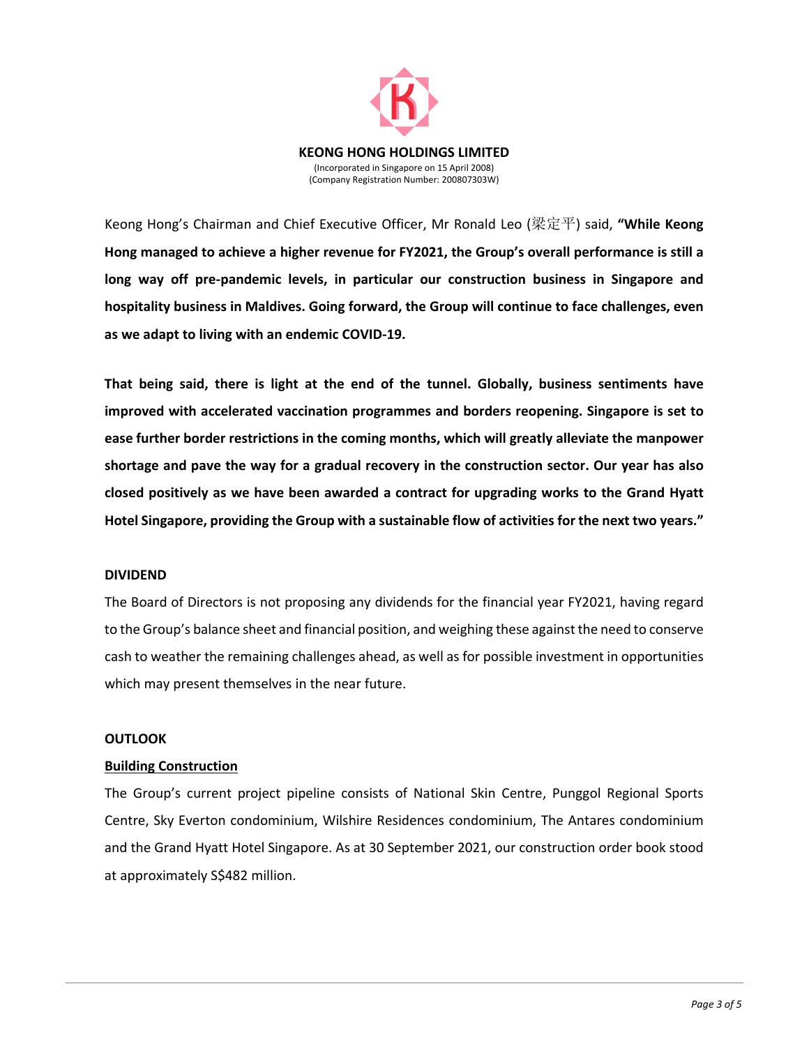**KEONG HONG HOLDINGS LIMITED**
(Incorporated in Singapore on 15 April 2008)
(Company Registration Number: 200807303W)

Keong Hong's Chairman and Chief Executive Officer, Mr Ronald Leo (梁定平) said, **"While Keong Hong managed to achieve a higher revenue for FY2021, the Group's overall performance is still a long way off pre-pandemic levels, in particular our construction business in Singapore and hospitality business in Maldives. Going forward, the Group will continue to face challenges, even as we adapt to living with an endemic COVID-19.**

**That being said, there is light at the end of the tunnel. Globally, business sentiments have improved with accelerated vaccination programmes and borders reopening. Singapore is set to ease further border restrictions in the coming months, which will greatly alleviate the manpower shortage and pave the way for a gradual recovery in the construction sector. Our year has also closed positively as we have been awarded a contract for upgrading works to the Grand Hyatt Hotel Singapore, providing the Group with a sustainable flow of activities for the next two years."**

**DIVIDEND**

The Board of Directors is not proposing any dividends for the financial year FY2021, having regard to the Group's balance sheet and financial position, and weighing these against the need to conserve cash to weather the remaining challenges ahead, as well as for possible investment in opportunities which may present themselves in the near future.

**OUTLOOK**

**Building Construction**

The Group's current project pipeline consists of National Skin Centre, Punggol Regional Sports Centre, Sky Everton condominium, Wilshire Residences condominium, The Antares condominium and the Grand Hyatt Hotel Singapore. As at 30 September 2021, our construction order book stood at approximately S$482 million.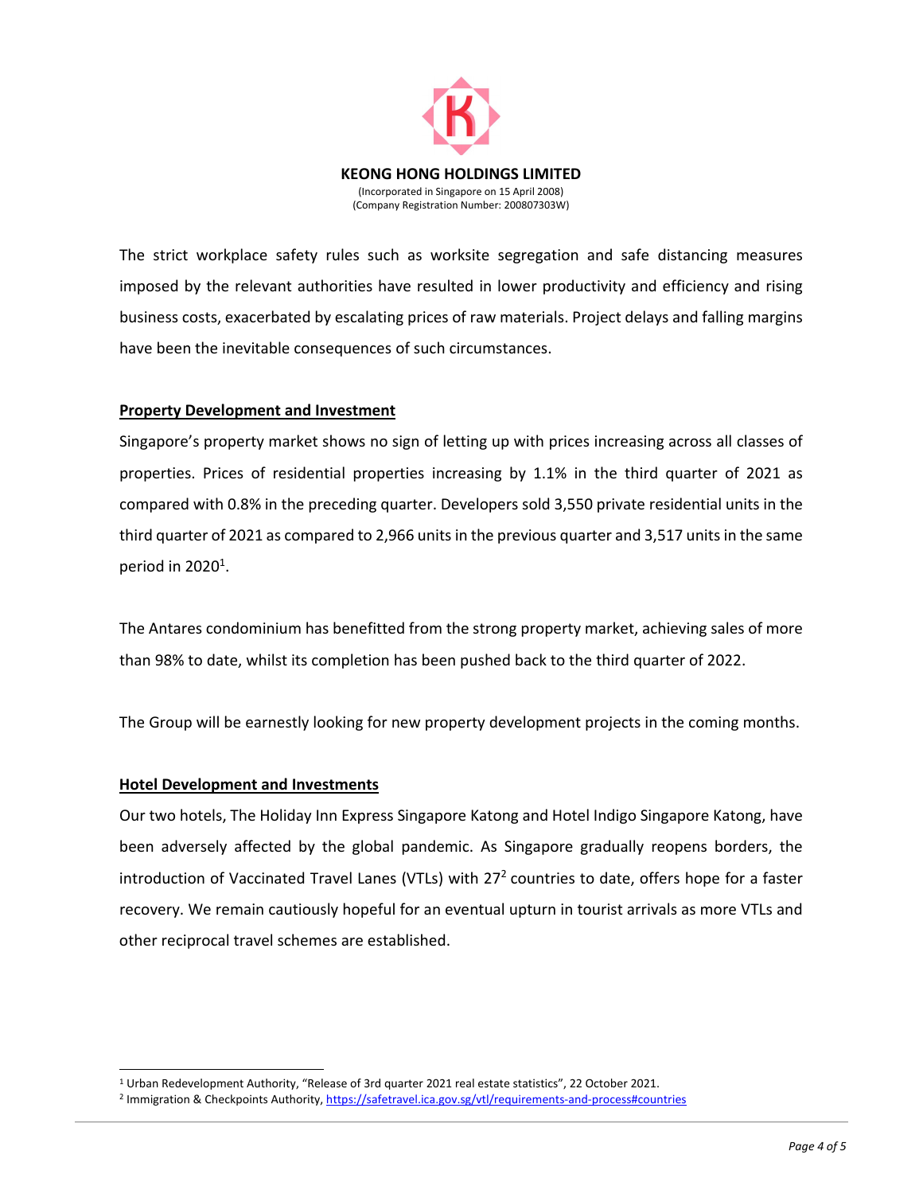The strict workplace safety rules such as worksite segregation and safe distancing measures imposed by the relevant authorities have resulted in lower productivity and efficiency and rising business costs, exacerbated by escalating prices of raw materials. Project delays and falling margins have been the inevitable consequences of such circumstances.

**Property Development and Investment**

Singapore's property market shows no sign of letting up with prices increasing across all classes of properties. Prices of residential properties increasing by 1.1% in the third quarter of 2021 as compared with 0.8% in the preceding quarter. Developers sold 3,550 private residential units in the third quarter of 2021 as compared to 2,966 units in the previous quarter and 3,517 units in the same period in 2020[1].

The Antares condominium has benefitted from the strong property market, achieving sales of more than 98% to date, whilst its completion has been pushed back to the third quarter of 2022.

The Group will be earnestly looking for new property development projects in the coming months.

**Hotel Development and Investments**

Our two hotels, The Holiday Inn Express Singapore Katong and Hotel Indigo Singapore Katong, have been adversely affected by the global pandemic. As Singapore gradually reopens borders, the introduction of Vaccinated Travel Lanes (VTLs) with 27[2] countries to date, offers hope for a faster recovery. We remain cautiously hopeful for an eventual upturn in tourist arrivals as more VTLs and other reciprocal travel schemes are established.

---

[1] Urban Redevelopment Authority, "Release of 3rd quarter 2021 real estate statistics", 22 October 2021.

[2] Immigration & Checkpoints Authority, https://safetravel.ica.gov.sg/vtl/requirements-and-process#countries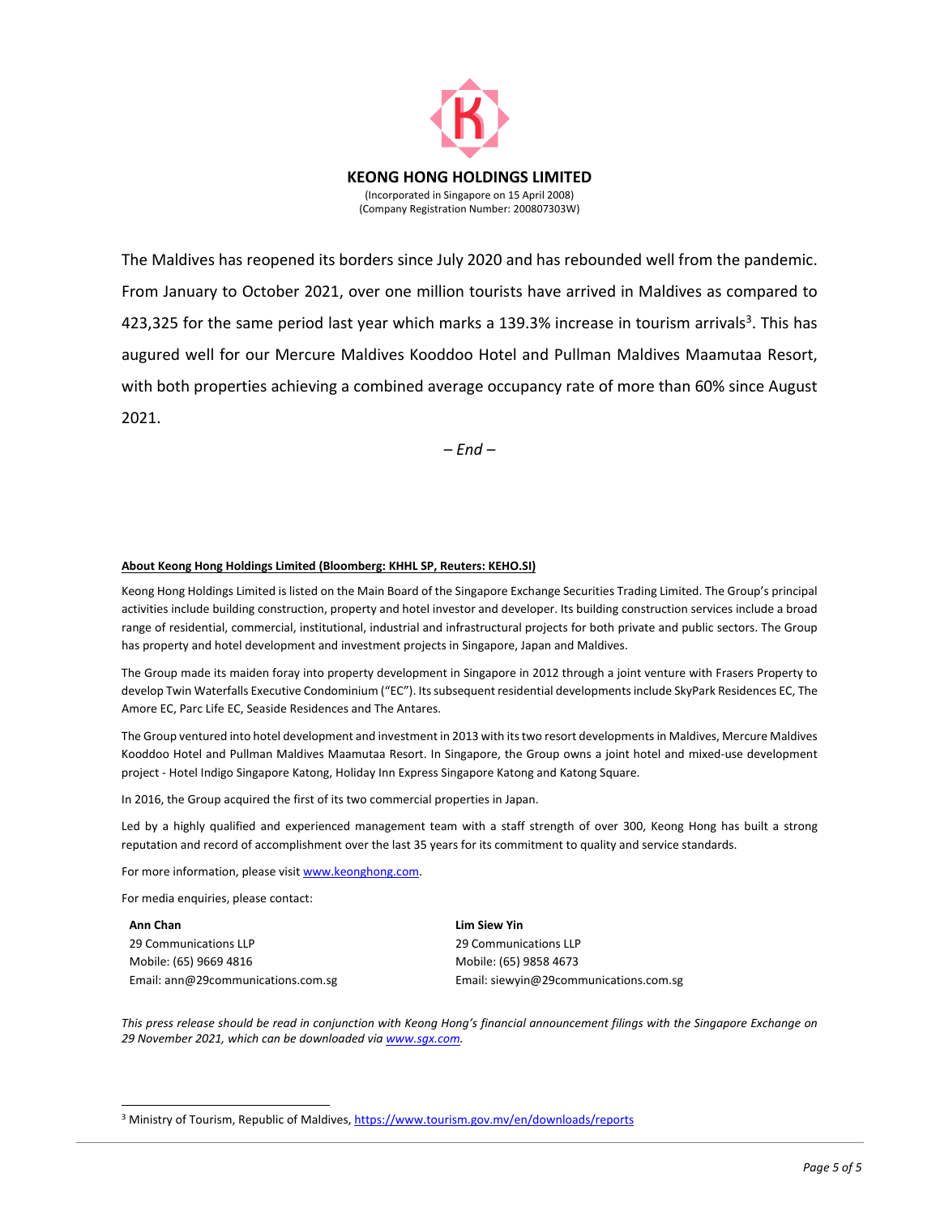**KEONG HONG HOLDINGS LIMITED**
(Incorporated in Singapore on 15 April 2008)
(Company Registration Number: 200807303W)

The Maldives has reopened its borders since July 2020 and has rebounded well from the pandemic. From January to October 2021, over one million tourists have arrived in Maldives as compared to 423,325 for the same period last year which marks a 139.3% increase in tourism arrivals[3]. This has augured well for our Mercure Maldives Kooddoo Hotel and Pullman Maldives Maamutaa Resort, with both properties achieving a combined average occupancy rate of more than 60% since August 2021.

*– End –*

**About Keong Hong Holdings Limited (Bloomberg: KHHL SP, Reuters: KEHO.SI)**

Keong Hong Holdings Limited is listed on the Main Board of the Singapore Exchange Securities Trading Limited. The Group's principal activities include building construction, property and hotel investor and developer. Its building construction services include a broad range of residential, commercial, institutional, industrial and infrastructural projects for both private and public sectors. The Group has property and hotel development and investment projects in Singapore, Japan and Maldives.

The Group made its maiden foray into property development in Singapore in 2012 through a joint venture with Frasers Property to develop Twin Waterfalls Executive Condominium ("EC"). Its subsequent residential developments include SkyPark Residences EC, The Amore EC, Parc Life EC, Seaside Residences and The Antares.

The Group ventured into hotel development and investment in 2013 with its two resort developments in Maldives, Mercure Maldives Kooddoo Hotel and Pullman Maldives Maamutaa Resort. In Singapore, the Group owns a joint hotel and mixed-use development project - Hotel Indigo Singapore Katong, Holiday Inn Express Singapore Katong and Katong Square.

In 2016, the Group acquired the first of its two commercial properties in Japan.

Led by a highly qualified and experienced management team with a staff strength of over 300, Keong Hong has built a strong reputation and record of accomplishment over the last 35 years for its commitment to quality and service standards.

For more information, please visit www.keonghong.com.

For media enquiries, please contact:

**Ann Chan**
29 Communications LLP
Mobile: (65) 9669 4816
Email: ann@29communications.com.sg

**Lim Siew Yin**
29 Communications LLP
Mobile: (65) 9858 4673
Email: siewyin@29communications.com.sg

*This press release should be read in conjunction with Keong Hong's financial announcement filings with the Singapore Exchange on 29 November 2021, which can be downloaded via www.sgx.com.*

[3] Ministry of Tourism, Republic of Maldives, https://www.tourism.gov.mv/en/downloads/reports